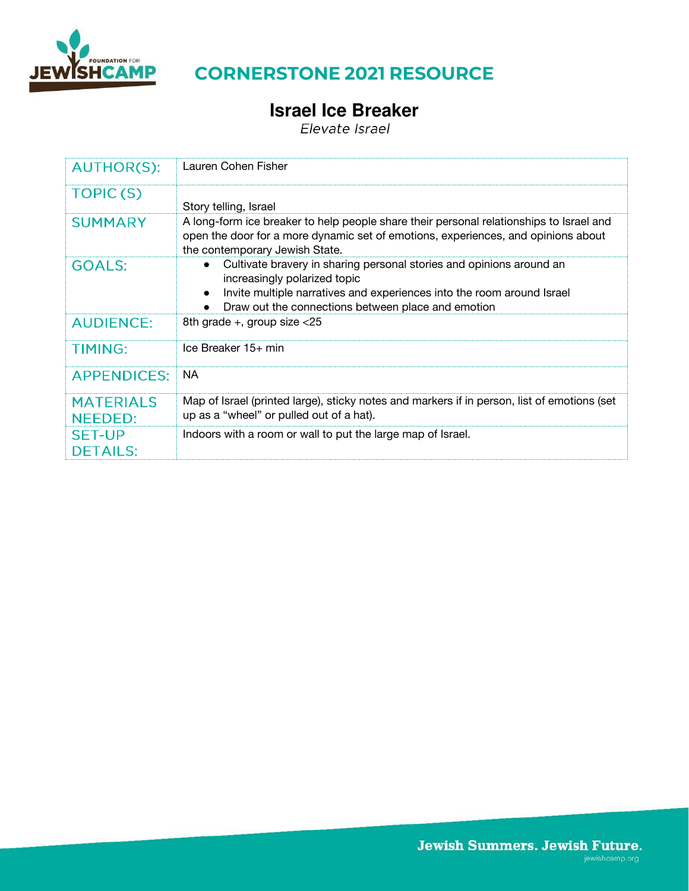# CORNERSTONE 2021 RESOURCE

## Israel Ice Breaker

*Elevate Israel*

| | |
|---|---|
| AUTHOR(S): | Lauren Cohen Fisher |
| TOPIC (S) | Story telling, Israel |
| SUMMARY | A long-form ice breaker to help people share their personal relationships to Israel and open the door for a more dynamic set of emotions, experiences, and opinions about the contemporary Jewish State. |
| GOALS: | • Cultivate bravery in sharing personal stories and opinions around an increasingly polarized topic<br>• Invite multiple narratives and experiences into the room around Israel<br>• Draw out the connections between place and emotion |
| AUDIENCE: | 8th grade +, group size <25 |
| TIMING: | Ice Breaker 15+ min |
| APPENDICES: | NA |
| MATERIALS NEEDED: | Map of Israel (printed large), sticky notes and markers if in person, list of emotions (set up as a "wheel" or pulled out of a hat). |
| SET-UP DETAILS: | Indoors with a room or wall to put the large map of Israel. |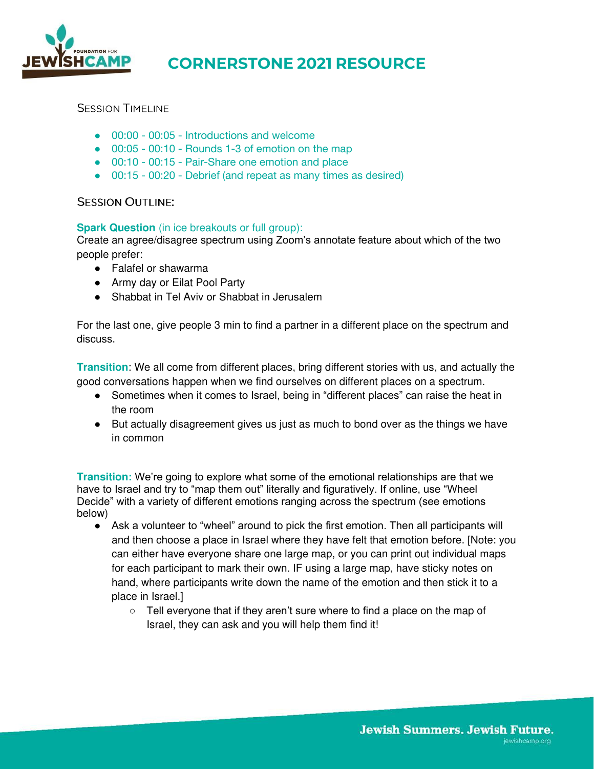# CORNERSTONE 2021 RESOURCE

## Session Timeline

- 00:00 - 00:05 - Introductions and welcome
- 00:05 - 00:10 - Rounds 1-3 of emotion on the map
- 00:10 - 00:15 - Pair-Share one emotion and place
- 00:15 - 00:20 - Debrief (and repeat as many times as desired)

## Session Outline:

**Spark Question** (in ice breakouts or full group):
Create an agree/disagree spectrum using Zoom's annotate feature about which of the two people prefer:

- Falafel or shawarma
- Army day or Eilat Pool Party
- Shabbat in Tel Aviv or Shabbat in Jerusalem

For the last one, give people 3 min to find a partner in a different place on the spectrum and discuss.

**Transition**: We all come from different places, bring different stories with us, and actually the good conversations happen when we find ourselves on different places on a spectrum.

- Sometimes when it comes to Israel, being in "different places" can raise the heat in the room
- But actually disagreement gives us just as much to bond over as the things we have in common

**Transition:** We're going to explore what some of the emotional relationships are that we have to Israel and try to "map them out" literally and figuratively. If online, use "Wheel Decide" with a variety of different emotions ranging across the spectrum (see emotions below)

- Ask a volunteer to "wheel" around to pick the first emotion. Then all participants will and then choose a place in Israel where they have felt that emotion before. [Note: you can either have everyone share one large map, or you can print out individual maps for each participant to mark their own. IF using a large map, have sticky notes on hand, where participants write down the name of the emotion and then stick it to a place in Israel.]
    - Tell everyone that if they aren't sure where to find a place on the map of Israel, they can ask and you will help them find it!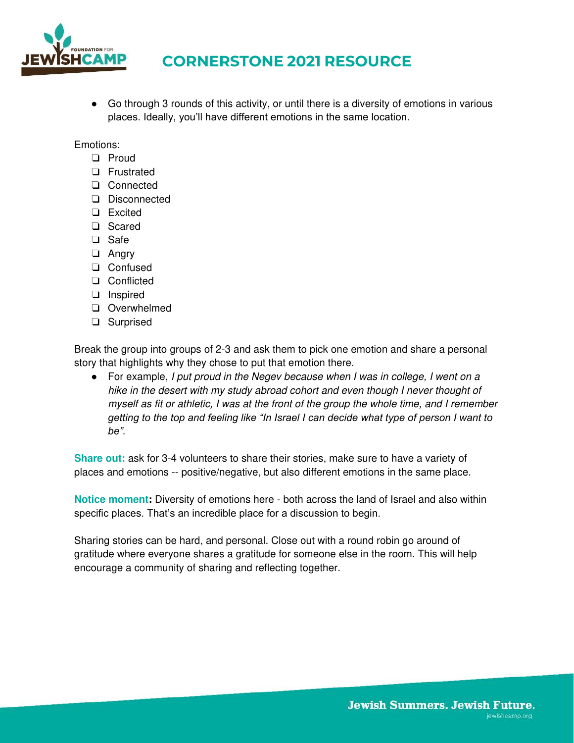- Go through 3 rounds of this activity, or until there is a diversity of emotions in various places. Ideally, you'll have different emotions in the same location.

Emotions:

- [ ] Proud
- [ ] Frustrated
- [ ] Connected
- [ ] Disconnected
- [ ] Excited
- [ ] Scared
- [ ] Safe
- [ ] Angry
- [ ] Confused
- [ ] Conflicted
- [ ] Inspired
- [ ] Overwhelmed
- [ ] Surprised

Break the group into groups of 2-3 and ask them to pick one emotion and share a personal story that highlights why they chose to put that emotion there.

- For example, *I put proud in the Negev because when I was in college, I went on a hike in the desert with my study abroad cohort and even though I never thought of myself as fit or athletic, I was at the front of the group the whole time, and I remember getting to the top and feeling like "In Israel I can decide what type of person I want to be".*

**Share out:** ask for 3-4 volunteers to share their stories, make sure to have a variety of places and emotions -- positive/negative, but also different emotions in the same place.

**Notice moment:** Diversity of emotions here - both across the land of Israel and also within specific places. That's an incredible place for a discussion to begin.

Sharing stories can be hard, and personal. Close out with a round robin go around of gratitude where everyone shares a gratitude for someone else in the room. This will help encourage a community of sharing and reflecting together.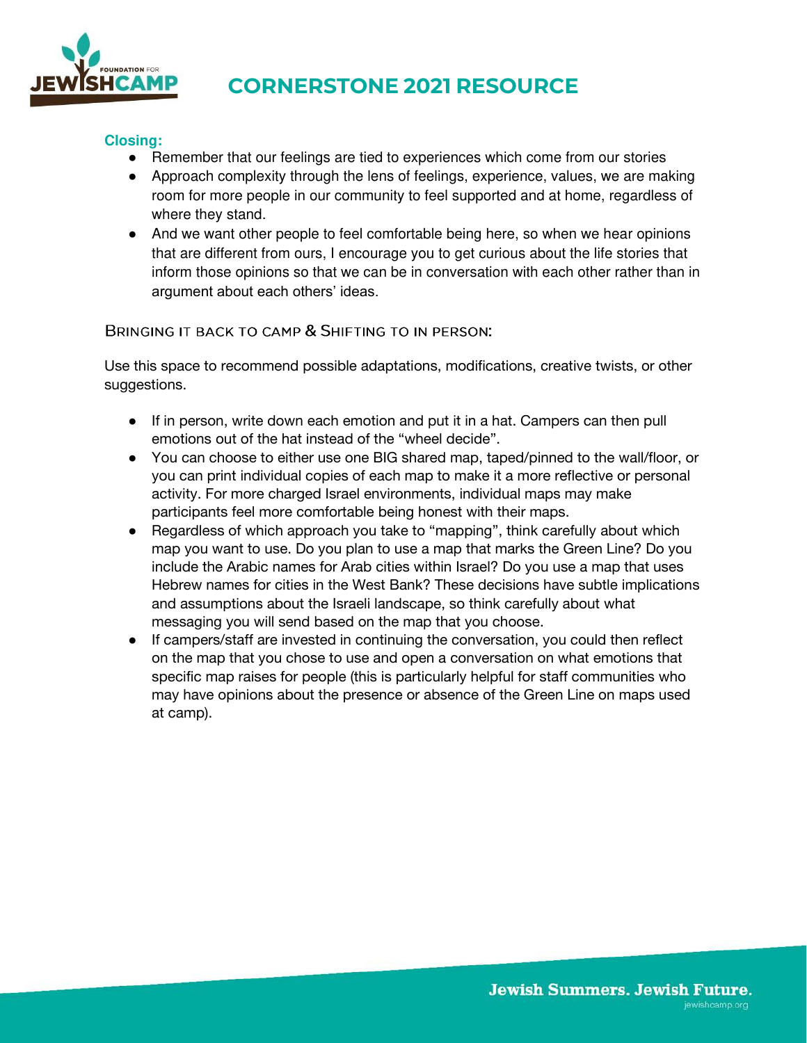**Closing:**

- Remember that our feelings are tied to experiences which come from our stories
- Approach complexity through the lens of feelings, experience, values, we are making room for more people in our community to feel supported and at home, regardless of where they stand.
- And we want other people to feel comfortable being here, so when we hear opinions that are different from ours, I encourage you to get curious about the life stories that inform those opinions so that we can be in conversation with each other rather than in argument about each others' ideas.

## Bringing it back to camp & Shifting to in person:

Use this space to recommend possible adaptations, modifications, creative twists, or other suggestions.

- If in person, write down each emotion and put it in a hat. Campers can then pull emotions out of the hat instead of the "wheel decide".
- You can choose to either use one BIG shared map, taped/pinned to the wall/floor, or you can print individual copies of each map to make it a more reflective or personal activity. For more charged Israel environments, individual maps may make participants feel more comfortable being honest with their maps.
- Regardless of which approach you take to "mapping", think carefully about which map you want to use. Do you plan to use a map that marks the Green Line? Do you include the Arabic names for Arab cities within Israel? Do you use a map that uses Hebrew names for cities in the West Bank? These decisions have subtle implications and assumptions about the Israeli landscape, so think carefully about what messaging you will send based on the map that you choose.
- If campers/staff are invested in continuing the conversation, you could then reflect on the map that you chose to use and open a conversation on what emotions that specific map raises for people (this is particularly helpful for staff communities who may have opinions about the presence or absence of the Green Line on maps used at camp).